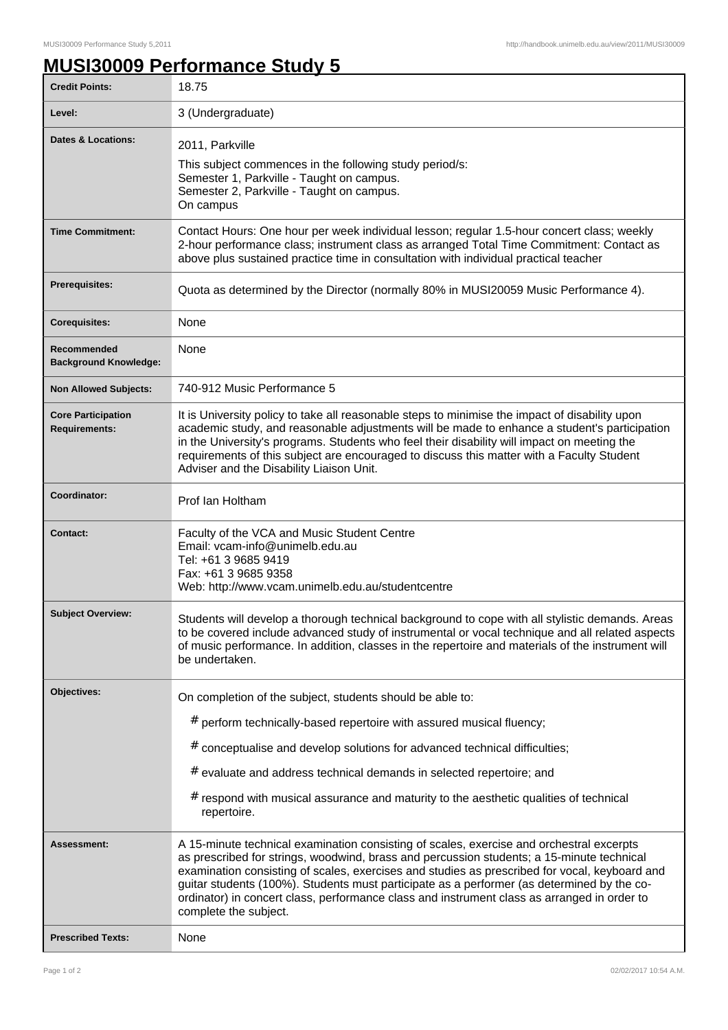# MUSI30009 Performance Study 5

| | |
|---|---|
| **Credit Points:** | 18.75 |
| **Level:** | 3 (Undergraduate) |
| **Dates & Locations:** | 2011, Parkville<br>This subject commences in the following study period/s:<br>Semester 1, Parkville - Taught on campus.<br>Semester 2, Parkville - Taught on campus.<br>On campus |
| **Time Commitment:** | Contact Hours: One hour per week individual lesson; regular 1.5-hour concert class; weekly 2-hour performance class; instrument class as arranged Total Time Commitment: Contact as above plus sustained practice time in consultation with individual practical teacher |
| **Prerequisites:** | Quota as determined by the Director (normally 80% in MUSI20059 Music Performance 4). |
| **Corequisites:** | None |
| **Recommended Background Knowledge:** | None |
| **Non Allowed Subjects:** | 740-912 Music Performance 5 |
| **Core Participation Requirements:** | It is University policy to take all reasonable steps to minimise the impact of disability upon academic study, and reasonable adjustments will be made to enhance a student's participation in the University's programs. Students who feel their disability will impact on meeting the requirements of this subject are encouraged to discuss this matter with a Faculty Student Adviser and the Disability Liaison Unit. |
| **Coordinator:** | Prof Ian Holtham |
| **Contact:** | Faculty of the VCA and Music Student Centre<br>Email: vcam-info@unimelb.edu.au<br>Tel: +61 3 9685 9419<br>Fax: +61 3 9685 9358<br>Web: http://www.vcam.unimelb.edu.au/studentcentre |
| **Subject Overview:** | Students will develop a thorough technical background to cope with all stylistic demands. Areas to be covered include advanced study of instrumental or vocal technique and all related aspects of music performance. In addition, classes in the repertoire and materials of the instrument will be undertaken. |
| **Objectives:** | On completion of the subject, students should be able to:<br># perform technically-based repertoire with assured musical fluency;<br># conceptualise and develop solutions for advanced technical difficulties;<br># evaluate and address technical demands in selected repertoire; and<br># respond with musical assurance and maturity to the aesthetic qualities of technical repertoire. |
| **Assessment:** | A 15-minute technical examination consisting of scales, exercise and orchestral excerpts as prescribed for strings, woodwind, brass and percussion students; a 15-minute technical examination consisting of scales, exercises and studies as prescribed for vocal, keyboard and guitar students (100%). Students must participate as a performer (as determined by the co-ordinator) in concert class, performance class and instrument class as arranged in order to complete the subject. |
| **Prescribed Texts:** | None |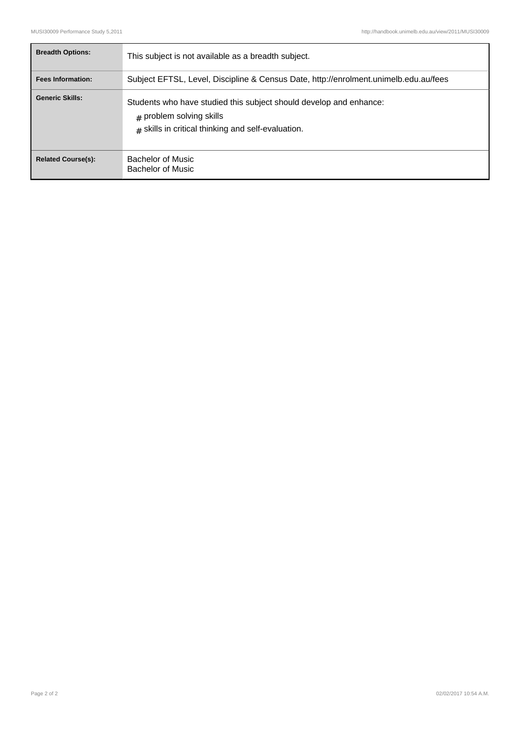| | |
|---|---|
| **Breadth Options:** | This subject is not available as a breadth subject. |
| **Fees Information:** | Subject EFTSL, Level, Discipline & Census Date, http://enrolment.unimelb.edu.au/fees |
| **Generic Skills:** | Students who have studied this subject should develop and enhance:<br># problem solving skills<br># skills in critical thinking and self-evaluation. |
| **Related Course(s):** | Bachelor of Music<br>Bachelor of Music |